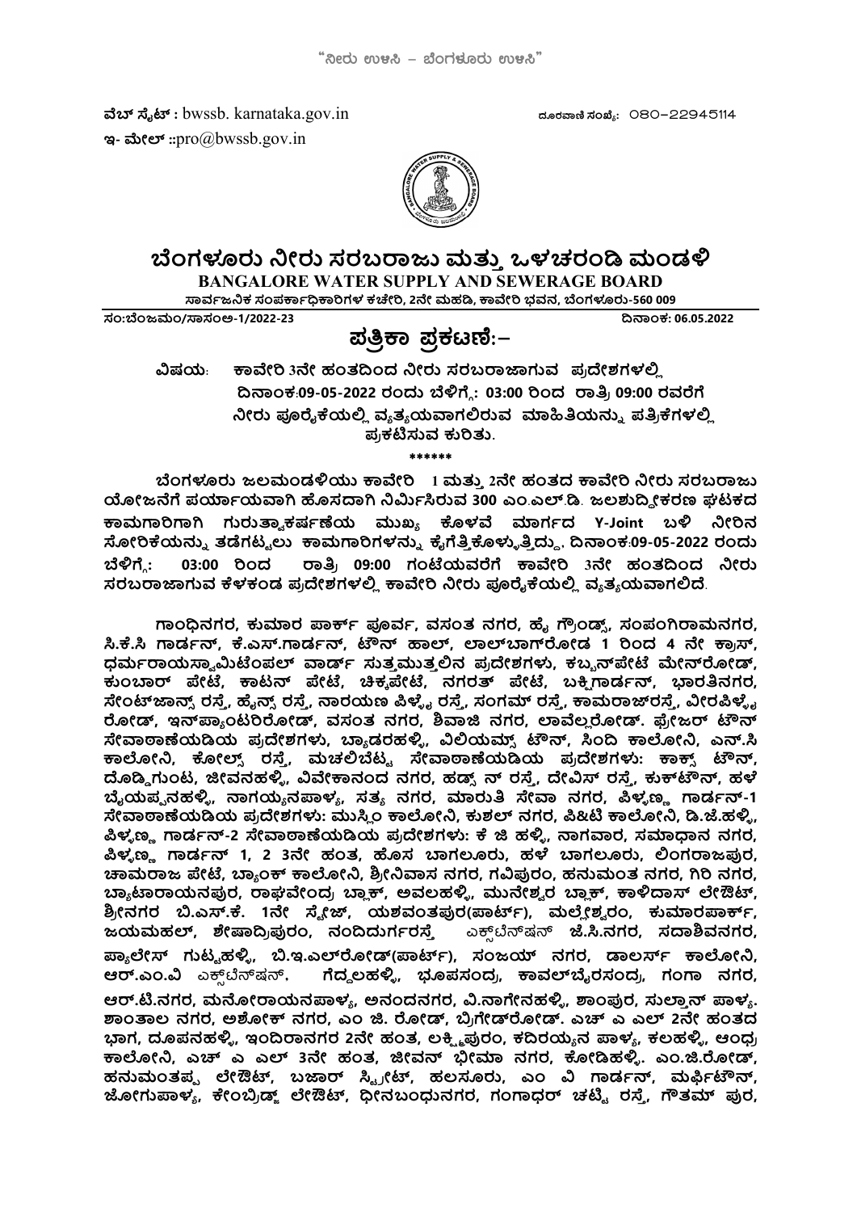"ನೀರು ಉಳಿಸಿ – ಬೆಂಗಳೂರು ಉಳಿಸಿ"

**ವೆಬ್ ಸೈಟ್ :** bwssb. karnataka.gov.in  
**ಇ- ಮೇಲ್ ::**pro@bwssb.gov.in

ದೂರವಾಣಿ ಸಂಖ್ಯೆ: 080-22945114

# ಬೆಂಗಳೂರು ನೀರು ಸರಬರಾಜು ಮತ್ತು ಒಳಚರಂಡಿ ಮಂಡಳಿ

**BANGALORE WATER SUPPLY AND SEWERAGE BOARD**

**ಸಾರ್ವಜನಿಕ ಸಂಪರ್ಕಾಧಿಕಾರಿಗಳ ಕಚೇರಿ, 2ನೇ ಮಹಡಿ, ಕಾವೇರಿ ಭವನ, ಬೆಂಗಳೂರು-560 009**

**ಸಂ:ಬೆಂಜಮಂ/ಸಾಸಂಅ-1/2022-23**  
**ದಿನಾಂಕ: 06.05.2022**

## ಪತ್ರಿಕಾ ಪ್ರಕಟಣೆ:-

**ವಿಷಯ: ಕಾವೇರಿ 3ನೇ ಹಂತದಿಂದ ನೀರು ಸರಬರಾಜಾಗುವ ಪ್ರದೇಶಗಳಲ್ಲಿ ದಿನಾಂಕ:09-05-2022 ರಂದು ಬೆಳಿಗ್ಗೆ: 03:00 ರಿಂದ ರಾತ್ರಿ 09:00 ರವರೆಗೆ ನೀರು ಪೂರೈಕೆಯಲ್ಲಿ ವ್ಯತ್ಯಯವಾಗಲಿರುವ ಮಾಹಿತಿಯನ್ನು ಪತ್ರಿಕೆಗಳಲ್ಲಿ ಪ್ರಕಟಿಸುವ ಕುರಿತು.**

\*\*\*\*\*\*

**ಬೆಂಗಳೂರು ಜಲಮಂಡಳಿಯು ಕಾವೇರಿ 1 ಮತ್ತು 2ನೇ ಹಂತದ ಕಾವೇರಿ ನೀರು ಸರಬರಾಜು ಯೋಜನೆಗೆ ಪರ್ಯಾಯವಾಗಿ ಹೊಸದಾಗಿ ನಿರ್ಮಿಸಿರುವ 300 ಎಂ.ಎಲ್.ಡಿ. ಜಲಶುದ್ಧೀಕರಣ ಘಟಕದ ಕಾಮಗಾರಿಗಾಗಿ ಗುರುತ್ವಾಕರ್ಷಣೆಯ ಮುಖ್ಯ ಕೊಳವೆ ಮಾರ್ಗದ Y-Joint ಬಳಿ ನೀರಿನ ಸೋರಿಕೆಯನ್ನು ತಡೆಗಟ್ಟಲು ಕಾಮಗಾರಿಗಳನ್ನು ಕೈಗೆತ್ತಿಕೊಳ್ಳುತ್ತಿದ್ದು, ದಿನಾಂಕ:09-05-2022 ರಂದು ಬೆಳಿಗ್ಗೆ: 03:00 ರಿಂದ ರಾತ್ರಿ 09:00 ಗಂಟೆಯವರೆಗೆ ಕಾವೇರಿ 3ನೇ ಹಂತದಿಂದ ನೀರು ಸರಬರಾಜಾಗುವ ಕೆಳಕಂಡ ಪ್ರದೇಶಗಳಲ್ಲಿ ಕಾವೇರಿ ನೀರು ಪೂರೈಕೆಯಲ್ಲಿ ವ್ಯತ್ಯಯವಾಗಲಿದೆ.**

**ಗಾಂಧಿನಗರ, ಕುಮಾರ ಪಾರ್ಕ್ ಪೂರ್ವ, ವಸಂತ ನಗರ, ಹೈ ಗ್ರೌಂಡ್ಸ್, ಸಂಪಂಗಿರಾಮನಗರ, ಸಿ.ಕೆ.ಸಿ ಗಾರ್ಡನ್, ಕೆ.ಎಸ್.ಗಾರ್ಡನ್, ಟೌನ್ ಹಾಲ್, ಲಾಲ್‌ಬಾಗ್‌ರೋಡ 1 ರಿಂದ 4 ನೇ ಕ್ರಾಸ್, ಧರ್ಮರಾಯಸ್ವಾಮಿಟೆಂಪಲ್ ವಾರ್ಡ್ ಸುತ್ತಮುತ್ತಲಿನ ಪ್ರದೇಶಗಳು, ಕಬ್ಬನ್‌ಪೇಟೆ ಮೇನ್‌ರೋಡ್, ಕುಂಬಾರ್ ಪೇಟೆ, ಕಾಟನ್ ಪೇಟೆ, ಚಿಕ್ಕಪೇಟೆ, ನಗರತ್ ಪೇಟೆ, ಬಕ್ಷಿಗಾರ್ಡನ್, ಭಾರತಿನಗರ, ಸೇಂಟ್‌ಜಾನ್ಸ್ ರಸ್ತೆ, ಹೈನ್ಸ್ ರಸ್ತೆ, ನಾರಯಣ ಪಿಳ್ಳೈ ರಸ್ತೆ, ಸಂಗಮ್ ರಸ್ತೆ, ಕಾಮರಾಜ್‌ರಸ್ತೆ, ವೀರಪಿಳ್ಳೈ ರೋಡ್, ಇನ್‌ಪ್ಯಾಂಟರಿರೋಡ್, ವಸಂತ ನಗರ, ಶಿವಾಜಿ ನಗರ, ಲಾವೆಲ್ಲರೋಡ್. ಫ್ರೇಜರ್ ಟೌನ್ ಸೇವಾಠಾಣೆಯಡಿಯ ಪ್ರದೇಶಗಳು, ಬ್ಯಾಡರಹಳ್ಳಿ, ವಿಲಿಯಮ್ಸ್ ಟೌನ್, ಸಿಂದಿ ಕಾಲೋನಿ, ಎಸ್.ಸಿ ಕಾಲೋನಿ, ಕೋಲ್ಸ್ ರಸ್ತೆ, ಮಚಲಿಬೆಟ್ಟ ಸೇವಾಠಾಣೆಯಡಿಯ ಪ್ರದೇಶಗಳು: ಕಾಕ್ಸ್ ಟೌನ್, ದೊಡ್ಡಿಗುಂಟ, ಜೀವನಹಳ್ಳಿ, ವಿವೇಕಾನಂದ ನಗರ, ಹಡ್ಸ್ ನ್ ರಸ್ತೆ, ದೇವಿಸ್ ರಸ್ತೆ, ಕುಕ್‌ಟೌನ್, ಹಳೆ ಬೈಯಪ್ಪನಹಳ್ಳಿ, ನಾಗಯ್ಯನಪಾಳ್ಯ, ಸತ್ಯ ನಗರ, ಮಾರುತಿ ಸೇವಾ ನಗರ, ಪಿಳ್ಳಣ್ಣ ಗಾರ್ಡನ್-1 ಸೇವಾಠಾಣೆಯಡಿಯ ಪ್ರದೇಶಗಳು: ಮುಸ್ಲಿಂ ಕಾಲೋನಿ, ಕುಶಲ್ ನಗರ, ಪಿ&ಟಿ ಕಾಲೋನಿ, ಡಿ.ಜೆ.ಹಳ್ಳಿ, ಪಿಳ್ಳಣ್ಣ ಗಾರ್ಡನ್-2 ಸೇವಾಠಾಣೆಯಡಿಯ ಪ್ರದೇಶಗಳು: ಕೆ ಜಿ ಹಳ್ಳಿ, ನಾಗವಾರ, ಸಮಾಧಾನ ನಗರ, ಪಿಳ್ಳಣ್ಣ ಗಾರ್ಡನ್ 1, 2 3ನೇ ಹಂತ, ಹೊಸ ಬಾಗಲೂರು, ಹಳೆ ಬಾಗಲೂರು, ಲಿಂಗರಾಜಪುರ, ಚಾಮರಾಜ ಪೇಟೆ, ಬ್ಯಾಂಕ್ ಕಾಲೋನಿ, ಶ್ರೀನಿವಾಸ ನಗರ, ಗವಿಪುರಂ, ಹನುಮಂತ ನಗರ, ಗಿರಿ ನಗರ, ಬ್ಯಾಟರಾಯನಪುರ, ರಾಘವೇಂದ್ರ ಬ್ಲಾಕ್, ಅವಲಹಳ್ಳಿ, ಮುನೇಶ್ವರ ಬ್ಲಾಕ್, ಕಾಳಿದಾಸ್ ಲೇಔಟ್, ಶ್ರೀನಗರ ಬಿ.ಎಸ್.ಕೆ. 1ನೇ ಸ್ಟೇಜ್, ಯಶವಂತಪುರ(ಪಾರ್ಟ್), ಮಲ್ಲೇಶ್ವರಂ, ಕುಮಾರಪಾರ್ಕ್, ಜಯಮಹಲ್, ಶೇಷಾದ್ರಿಪುರಂ, ನಂದಿದುರ್ಗರಸ್ತೆ ಎಕ್ಸ್‌ಟೆನ್‌ಷನ್ ಜೆ.ಸಿ.ನಗರ, ಸದಾಶಿವನಗರ, ಪ್ಯಾಲೇಸ್ ಗುಟ್ಟಹಳ್ಳಿ, ಬಿ.ಇ.ಎಲ್‌ರೋಡ್(ಪಾರ್ಟ್), ಸಂಜಯ್ ನಗರ, ಡಾಲರ್ಸ್ ಕಾಲೋನಿ, ಆರ್.ಎಂ.ವಿ ಎಕ್ಸ್‌ಟೆನ್‌ಷನ್, ಗೆದ್ದಲಹಳ್ಳಿ, ಭೂಪಸಂದ್ರ, ಕಾವಲ್‌ಬೈರಸಂದ್ರ, ಗಂಗಾ ನಗರ, ಆರ್.ಟಿ.ನಗರ, ಮನೋರಾಯನಪಾಳ್ಯ, ಅನಂದನಗರ, ವಿ.ನಾಗೇನಹಳ್ಳಿ, ಶಾಂಪುರ, ಸುಲ್ತಾನ್ ಪಾಳ್ಯ. ಶಾಂತಾಲ ನಗರ, ಅಶೋಕ್ ನಗರ, ಎಂ ಜಿ. ರೋಡ್, ಬ್ರಿಗೇಡ್‌ರೋಡ್. ಎಚ್ ಎ ಎಲ್ 2ನೇ ಹಂತದ ಭಾಗ, ದೂಪನಹಳ್ಳಿ, ಇಂದಿರಾನಗರ 2ನೇ ಹಂತ, ಲಕ್ಷ್ಮಿಪುರಂ, ಕದಿರಯ್ಯನ ಪಾಳ್ಯ, ಕಲಹಳ್ಳಿ, ಆಂಧ್ರ ಕಾಲೋನಿ, ಎಚ್ ಎ ಎಲ್ 3ನೇ ಹಂತ, ಜೀವನ್ ಭೀಮಾ ನಗರ, ಕೋಡಿಹಳ್ಳಿ. ಎಂ.ಜಿ.ರೋಡ್, ಹನುಮಂತಪ್ಪ ಲೇಔಟ್, ಬಜಾರ್ ಸ್ಟ್ರೀಟ್, ಹಲಸೂರು, ಎಂ ವಿ ಗಾರ್ಡನ್, ಮರ್ಫಿಟೌನ್, ಜೋಗುಪಾಳ್ಯ, ಕೇಂಬ್ರಿಡ್ಜ್ ಲೇಔಟ್, ಧೀನಬಂಧುನಗರ, ಗಂಗಾಧರ್ ಚಟ್ಟಿ ರಸ್ತೆ, ಗೌತಮ್ ಪುರ,**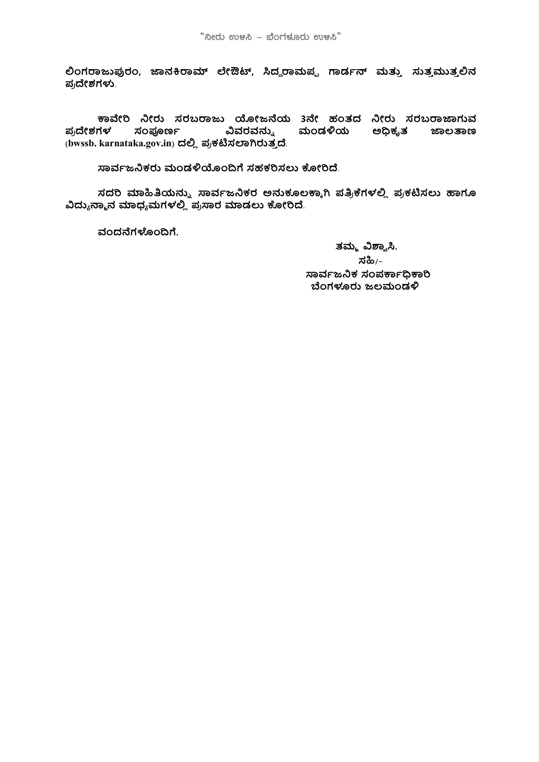**ಲಿಂಗರಾಜಪುರಂ, ಜಾನಕಿರಾಮ್ ಲೇಔಟ್, ಸಿದ್ದರಾಮಪ್ಪ ಗಾರ್ಡನ್ ಮತ್ತು ಸುತ್ತಮುತ್ತಲಿನ ಪ್ರದೇಶಗಳು.**

**ಕಾವೇರಿ ನೀರು ಸರಬರಾಜು ಯೋಜನೆಯ 3ನೇ ಹಂತದ ನೀರು ಸರಬರಾಜಾಗುವ ಪ್ರದೇಶಗಳ ಸಂಪೂರ್ಣ ವಿವರವನ್ನು ಮಂಡಳಿಯ ಅಧಿಕೃತ ಜಾಲತಾಣ (bwssb. karnataka.gov.in) ದಲ್ಲಿ ಪ್ರಕಟಿಸಲಾಗಿರುತ್ತದೆ.**

**ಸಾರ್ವಜನಿಕರು ಮಂಡಳಿಯೊಂದಿಗೆ ಸಹಕರಿಸಲು ಕೋರಿದೆ.**

**ಸದರಿ ಮಾಹಿತಿಯನ್ನು ಸಾರ್ವಜನಿಕರ ಅನುಕೂಲಕ್ಕಾಗಿ ಪತ್ರಿಕೆಗಳಲ್ಲಿ ಪ್ರಕಟಿಸಲು ಹಾಗೂ ವಿದ್ಯುನ್ಮಾನ ಮಾಧ್ಯಮಗಳಲ್ಲಿ ಪ್ರಸಾರ ಮಾಡಲು ಕೋರಿದೆ.**

**ವಂದನೆಗಳೊಂದಿಗೆ,**

**ತಮ್ಮ ವಿಶ್ವಾಸಿ,**
**ಸಹಿ/-**
**ಸಾರ್ವಜನಿಕ ಸಂಪರ್ಕಾಧಿಕಾರಿ**
**ಬೆಂಗಳೂರು ಜಲಮಂಡಳಿ**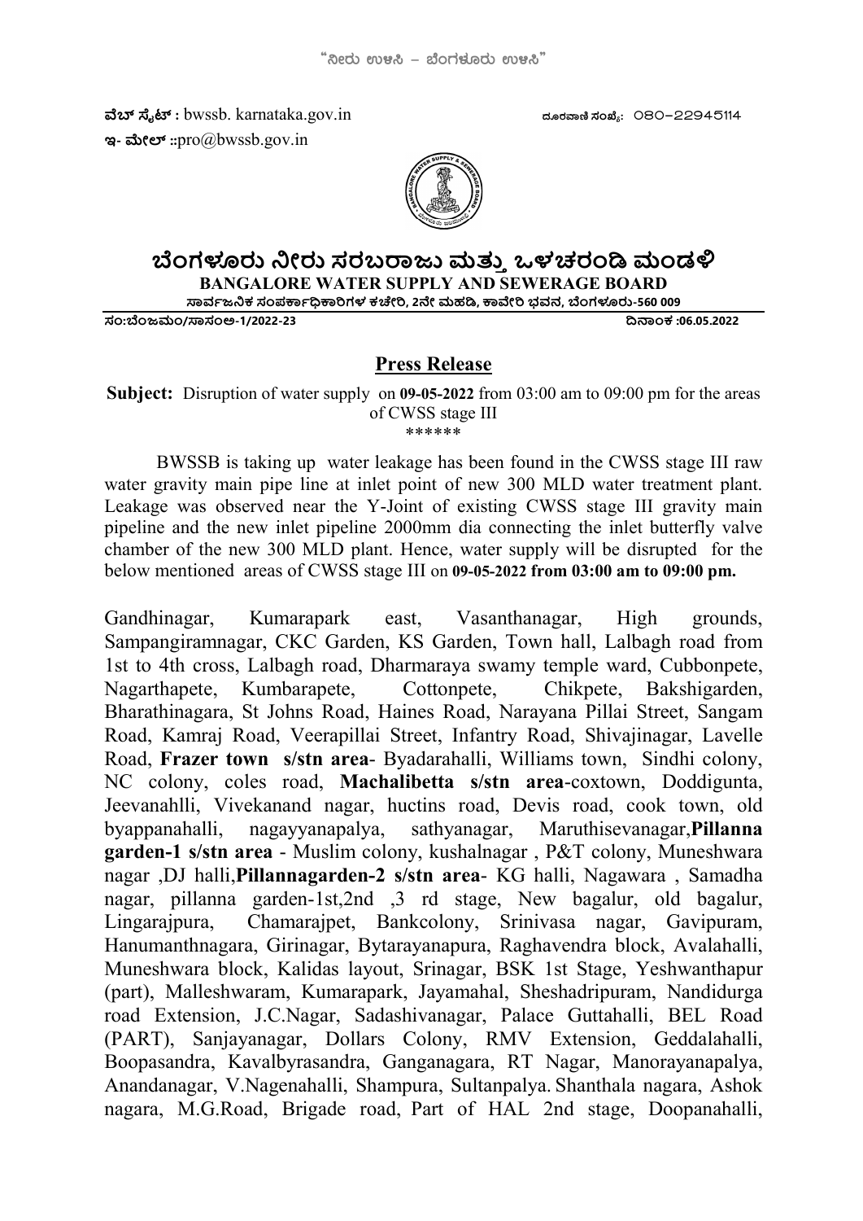"ನೀರು ಉಳಿಸಿ – ಬೆಂಗಳೂರು ಉಳಿಸಿ"

**ವೆಬ್ ಸೈಟ್ :** bwssb. karnataka.gov.in  ದೂರವಾಣಿ ಸಂಖ್ಯೆ: 080–22945114

**ಇ- ಮೇಲ್ ::**pro@bwssb.gov.in

# ಬೆಂಗಳೂರು ನೀರು ಸರಬರಾಜು ಮತ್ತು ಒಳಚರಂಡಿ ಮಂಡಳಿ

**BANGALORE WATER SUPPLY AND SEWERAGE BOARD**

**ಸಾರ್ವಜನಿಕ ಸಂಪರ್ಕಾಧಿಕಾರಿಗಳ ಕಚೇರಿ, 2ನೇ ಮಹಡಿ, ಕಾವೇರಿ ಭವನ, ಬೆಂಗಳೂರು-560 009**

**ಸಂ:ಬೆಂಜಮಂ/ಸಾಸಂಅ-1/2022-23**  **ದಿನಾಂಕ :06.05.2022**

## Press Release

**Subject:** Disruption of water supply on **09-05-2022** from 03:00 am to 09:00 pm for the areas of CWSS stage III

\*\*\*\*\*\*

BWSSB is taking up water leakage has been found in the CWSS stage III raw water gravity main pipe line at inlet point of new 300 MLD water treatment plant. Leakage was observed near the Y-Joint of existing CWSS stage III gravity main pipeline and the new inlet pipeline 2000mm dia connecting the inlet butterfly valve chamber of the new 300 MLD plant. Hence, water supply will be disrupted for the below mentioned areas of CWSS stage III on **09-05-2022 from 03:00 am to 09:00 pm.**

Gandhinagar, Kumarapark east, Vasanthanagar, High grounds, Sampangiramnagar, CKC Garden, KS Garden, Town hall, Lalbagh road from 1st to 4th cross, Lalbagh road, Dharmaraya swamy temple ward, Cubbonpete, Nagarthapete, Kumbarapete, Cottonpete, Chikpete, Bakshigarden, Bharathinagara, St Johns Road, Haines Road, Narayana Pillai Street, Sangam Road, Kamraj Road, Veerapillai Street, Infantry Road, Shivajinagar, Lavelle Road, **Frazer town s/stn area**- Byadarahalli, Williams town, Sindhi colony, NC colony, coles road, **Machalibetta s/stn area**-coxtown, Doddigunta, Jeevanahlli, Vivekanand nagar, huctins road, Devis road, cook town, old byappanahalli, nagayyanapalya, sathyanagar, Maruthisevanagar,**Pillanna garden-1 s/stn area** - Muslim colony, kushalnagar , P&T colony, Muneshwara nagar ,DJ halli,**Pillannagarden-2 s/stn area**- KG halli, Nagawara , Samadha nagar, pillanna garden-1st,2nd ,3 rd stage, New bagalur, old bagalur, Lingarajpura, Chamarajpet, Bankcolony, Srinivasa nagar, Gavipuram, Hanumanthnagara, Girinagar, Bytarayanapura, Raghavendra block, Avalahalli, Muneshwara block, Kalidas layout, Srinagar, BSK 1st Stage, Yeshwanthapur (part), Malleshwaram, Kumarapark, Jayamahal, Sheshadripuram, Nandidurga road Extension, J.C.Nagar, Sadashivanagar, Palace Guttahalli, BEL Road (PART), Sanjayanagar, Dollars Colony, RMV Extension, Geddalahalli, Boopasandra, Kavalbyrasandra, Ganganagara, RT Nagar, Manorayanapalya, Anandanagar, V.Nagenahalli, Shampura, Sultanpalya. Shanthala nagara, Ashok nagara, M.G.Road, Brigade road, Part of HAL 2nd stage, Doopanahalli,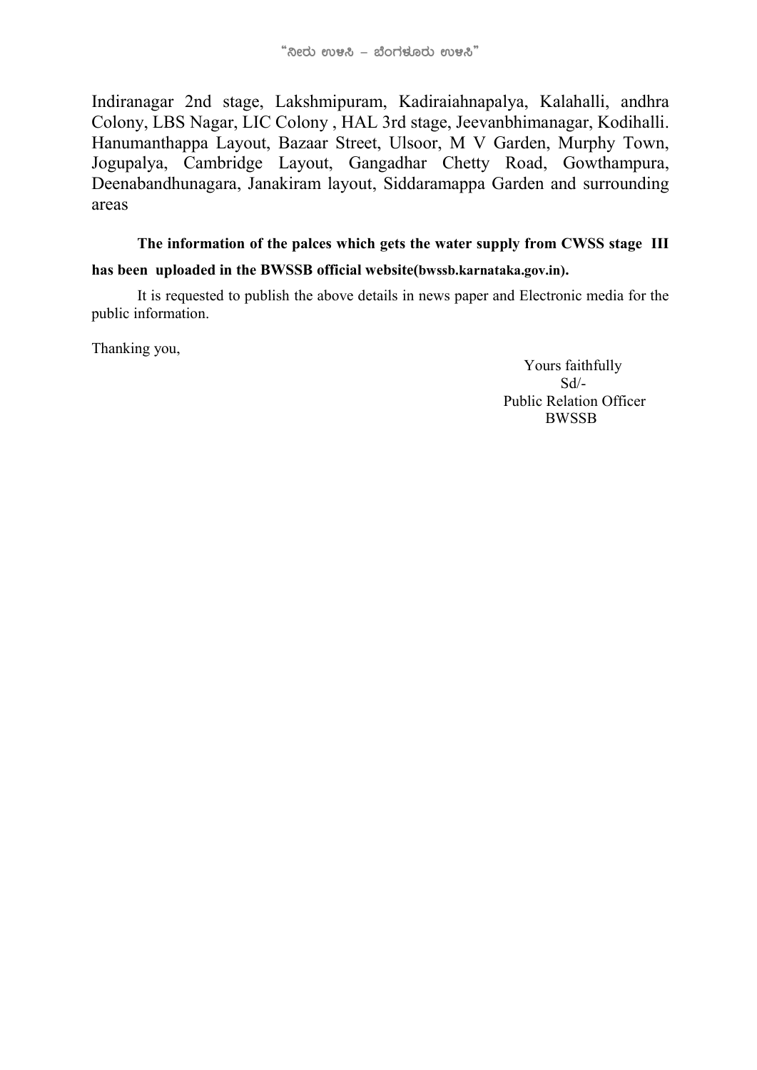Indiranagar 2nd stage, Lakshmipuram, Kadiraiahnapalya, Kalahalli, andhra Colony, LBS Nagar, LIC Colony , HAL 3rd stage, Jeevanbhimanagar, Kodihalli. Hanumanthappa Layout, Bazaar Street, Ulsoor, M V Garden, Murphy Town, Jogupalya, Cambridge Layout, Gangadhar Chetty Road, Gowthampura, Deenabandhunagara, Janakiram layout, Siddaramappa Garden and surrounding areas

**The information of the palces which gets the water supply from CWSS stage III has been uploaded in the BWSSB official website(bwssb.karnataka.gov.in).**

It is requested to publish the above details in news paper and Electronic media for the public information.

Thanking you,

Yours faithfully
Sd/-
Public Relation Officer
BWSSB